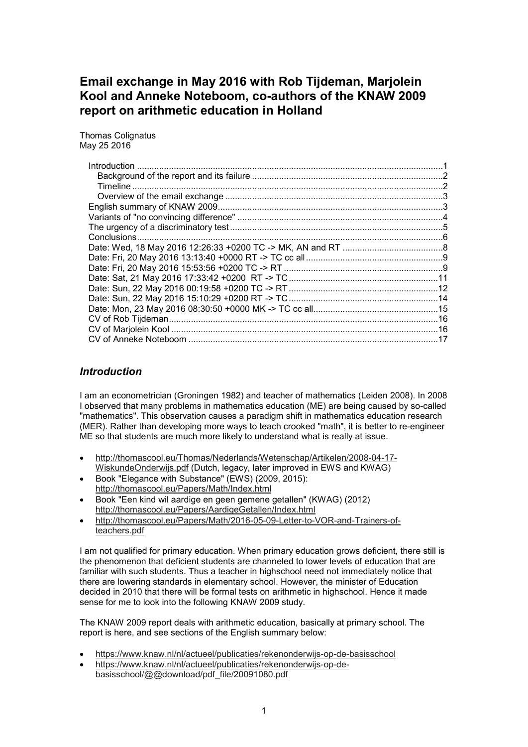# Email exchange in May 2016 with Rob Tijdeman, Marjolein Kool and Anneke Noteboom, co-authors of the KNAW 2009 report on arithmetic education in Holland

Thomas Colignatus
May 25 2016

- Introduction ....................................................................................................................1
  - Background of the report and its failure ..................................................................2
  - Timeline ....................................................................................................................2
  - Overview of the email exchange ...............................................................................3
- English summary of KNAW 2009..................................................................................3
- Variants of "no convincing difference" ..........................................................................4
- The urgency of a discriminatory test .............................................................................5
- Conclusions....................................................................................................................6
- Date: Wed, 18 May 2016 12:26:33 +0200 TC -> MK, AN and RT ..............................8
- Date: Fri, 20 May 2016 13:13:40 +0000 RT -> TC cc all .............................................9
- Date: Fri, 20 May 2016 15:53:56 +0200 TC -> RT .......................................................9
- Date: Sat, 21 May 2016 17:33:42 +0200 RT -> TC ......................................................11
- Date: Sun, 22 May 2016 00:19:58 +0200 TC -> RT .....................................................12
- Date: Sun, 22 May 2016 15:10:29 +0200 RT -> TC .....................................................14
- Date: Mon, 23 May 2016 08:30:50 +0000 MK -> TC cc all...........................................15
- CV of Rob Tijdeman......................................................................................................16
- CV of Marjolein Kool .....................................................................................................16
- CV of Anneke Noteboom ..............................................................................................17

## *Introduction*

I am an econometrician (Groningen 1982) and teacher of mathematics (Leiden 2008). In 2008 I observed that many problems in mathematics education (ME) are being caused by so-called "mathematics". This observation causes a paradigm shift in mathematics education research (MER). Rather than developing more ways to teach crooked "math", it is better to re-engineer ME so that students are much more likely to understand what is really at issue.

- http://thomascool.eu/Thomas/Nederlands/Wetenschap/Artikelen/2008-04-17-WiskundeOnderwijs.pdf (Dutch, legacy, later improved in EWS and KWAG)
- Book "Elegance with Substance" (EWS) (2009, 2015): http://thomascool.eu/Papers/Math/Index.html
- Book "Een kind wil aardige en geen gemene getallen" (KWAG) (2012) http://thomascool.eu/Papers/AardigeGetallen/Index.html
- http://thomascool.eu/Papers/Math/2016-05-09-Letter-to-VOR-and-Trainers-of-teachers.pdf

I am not qualified for primary education. When primary education grows deficient, there still is the phenomenon that deficient students are channeled to lower levels of education that are familiar with such students. Thus a teacher in highschool need not immediately notice that there are lowering standards in elementary school. However, the minister of Education decided in 2010 that there will be formal tests on arithmetic in highschool. Hence it made sense for me to look into the following KNAW 2009 study.

The KNAW 2009 report deals with arithmetic education, basically at primary school. The report is here, and see sections of the English summary below:

- https://www.knaw.nl/nl/actueel/publicaties/rekenonderwijs-op-de-basisschool
- https://www.knaw.nl/nl/actueel/publicaties/rekenonderwijs-op-de-basisschool/@@download/pdf_file/20091080.pdf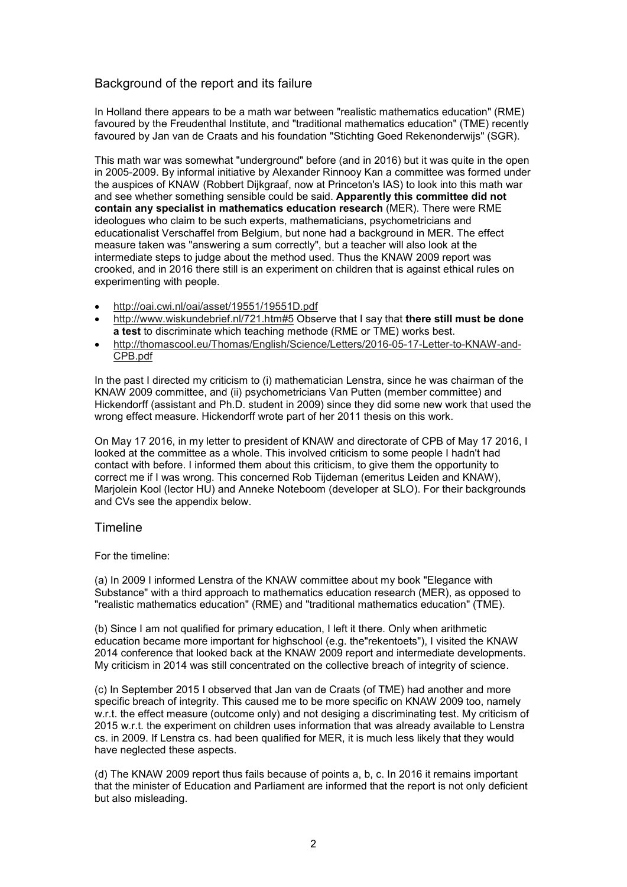## Background of the report and its failure

In Holland there appears to be a math war between "realistic mathematics education" (RME) favoured by the Freudenthal Institute, and "traditional mathematics education" (TME) recently favoured by Jan van de Craats and his foundation "Stichting Goed Rekenonderwijs" (SGR).

This math war was somewhat "underground" before (and in 2016) but it was quite in the open in 2005-2009. By informal initiative by Alexander Rinnooy Kan a committee was formed under the auspices of KNAW (Robbert Dijkgraaf, now at Princeton's IAS) to look into this math war and see whether something sensible could be said. **Apparently this committee did not contain any specialist in mathematics education research** (MER). There were RME ideologues who claim to be such experts, mathematicians, psychometricians and educationalist Verschaffel from Belgium, but none had a background in MER. The effect measure taken was "answering a sum correctly", but a teacher will also look at the intermediate steps to judge about the method used. Thus the KNAW 2009 report was crooked, and in 2016 there still is an experiment on children that is against ethical rules on experimenting with people.

- http://oai.cwi.nl/oai/asset/19551/19551D.pdf
- http://www.wiskundebrief.nl/721.htm#5 Observe that I say that **there still must be done a test** to discriminate which teaching methode (RME or TME) works best.
- http://thomascool.eu/Thomas/English/Science/Letters/2016-05-17-Letter-to-KNAW-and-CPB.pdf

In the past I directed my criticism to (i) mathematician Lenstra, since he was chairman of the KNAW 2009 committee, and (ii) psychometricians Van Putten (member committee) and Hickendorff (assistant and Ph.D. student in 2009) since they did some new work that used the wrong effect measure. Hickendorff wrote part of her 2011 thesis on this work.

On May 17 2016, in my letter to president of KNAW and directorate of CPB of May 17 2016, I looked at the committee as a whole. This involved criticism to some people I hadn't had contact with before. I informed them about this criticism, to give them the opportunity to correct me if I was wrong. This concerned Rob Tijdeman (emeritus Leiden and KNAW), Marjolein Kool (lector HU) and Anneke Noteboom (developer at SLO). For their backgrounds and CVs see the appendix below.

## Timeline

For the timeline:

(a) In 2009 I informed Lenstra of the KNAW committee about my book "Elegance with Substance" with a third approach to mathematics education research (MER), as opposed to "realistic mathematics education" (RME) and "traditional mathematics education" (TME).

(b) Since I am not qualified for primary education, I left it there. Only when arithmetic education became more important for highschool (e.g. the"rekentoets"), I visited the KNAW 2014 conference that looked back at the KNAW 2009 report and intermediate developments. My criticism in 2014 was still concentrated on the collective breach of integrity of science.

(c) In September 2015 I observed that Jan van de Craats (of TME) had another and more specific breach of integrity. This caused me to be more specific on KNAW 2009 too, namely w.r.t. the effect measure (outcome only) and not desiging a discriminating test. My criticism of 2015 w.r.t. the experiment on children uses information that was already available to Lenstra cs. in 2009. If Lenstra cs. had been qualified for MER, it is much less likely that they would have neglected these aspects.

(d) The KNAW 2009 report thus fails because of points a, b, c. In 2016 it remains important that the minister of Education and Parliament are informed that the report is not only deficient but also misleading.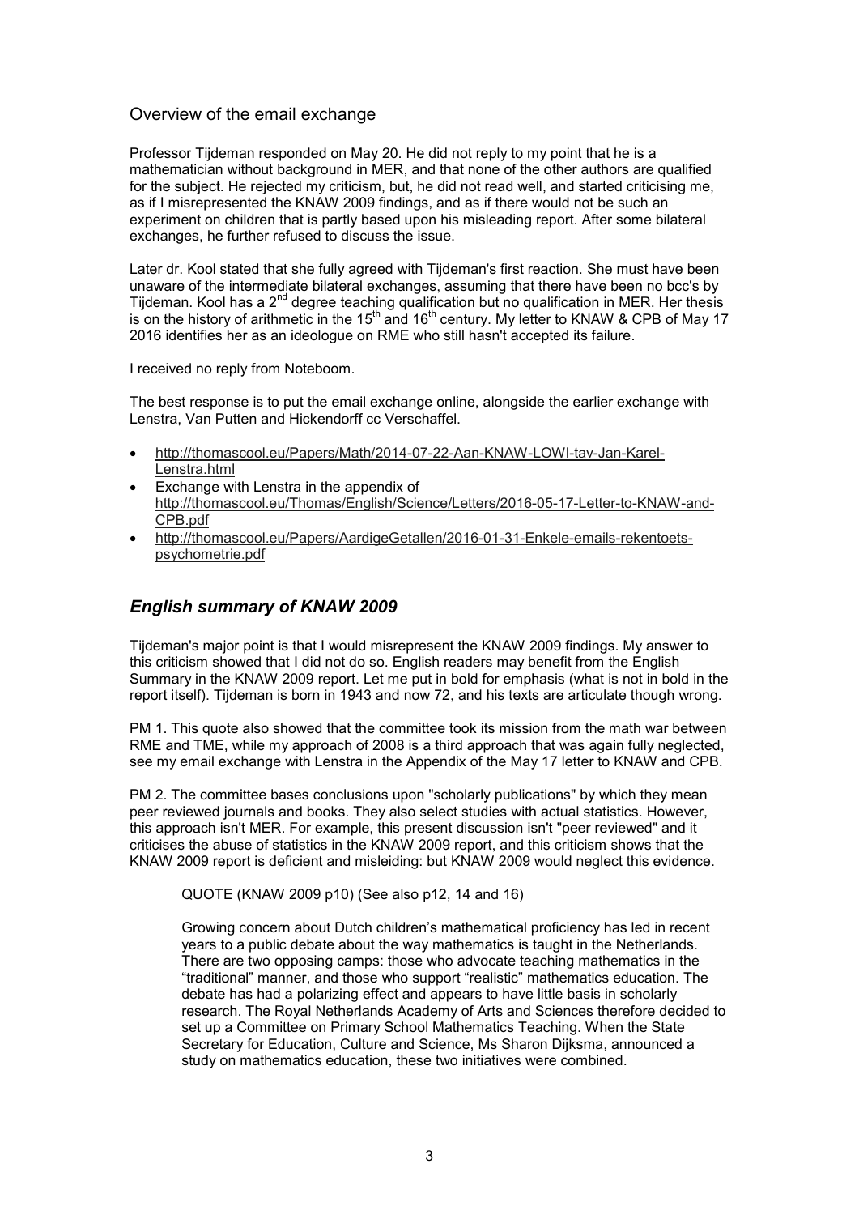## Overview of the email exchange

Professor Tijdeman responded on May 20. He did not reply to my point that he is a mathematician without background in MER, and that none of the other authors are qualified for the subject. He rejected my criticism, but, he did not read well, and started criticising me, as if I misrepresented the KNAW 2009 findings, and as if there would not be such an experiment on children that is partly based upon his misleading report. After some bilateral exchanges, he further refused to discuss the issue.

Later dr. Kool stated that she fully agreed with Tijdeman's first reaction. She must have been unaware of the intermediate bilateral exchanges, assuming that there have been no bcc's by Tijdeman. Kool has a 2nd degree teaching qualification but no qualification in MER. Her thesis is on the history of arithmetic in the 15th and 16th century. My letter to KNAW & CPB of May 17 2016 identifies her as an ideologue on RME who still hasn't accepted its failure.

I received no reply from Noteboom.

The best response is to put the email exchange online, alongside the earlier exchange with Lenstra, Van Putten and Hickendorff cc Verschaffel.

- http://thomascool.eu/Papers/Math/2014-07-22-Aan-KNAW-LOWI-tav-Jan-Karel-Lenstra.html
- Exchange with Lenstra in the appendix of http://thomascool.eu/Thomas/English/Science/Letters/2016-05-17-Letter-to-KNAW-and-CPB.pdf
- http://thomascool.eu/Papers/AardigeGetallen/2016-01-31-Enkele-emails-rekentoets-psychometrie.pdf

## *English summary of KNAW 2009*

Tijdeman's major point is that I would misrepresent the KNAW 2009 findings. My answer to this criticism showed that I did not do so. English readers may benefit from the English Summary in the KNAW 2009 report. Let me put in bold for emphasis (what is not in bold in the report itself). Tijdeman is born in 1943 and now 72, and his texts are articulate though wrong.

PM 1. This quote also showed that the committee took its mission from the math war between RME and TME, while my approach of 2008 is a third approach that was again fully neglected, see my email exchange with Lenstra in the Appendix of the May 17 letter to KNAW and CPB.

PM 2. The committee bases conclusions upon "scholarly publications" by which they mean peer reviewed journals and books. They also select studies with actual statistics. However, this approach isn't MER. For example, this present discussion isn't "peer reviewed" and it criticises the abuse of statistics in the KNAW 2009 report, and this criticism shows that the KNAW 2009 report is deficient and misleiding: but KNAW 2009 would neglect this evidence.

> QUOTE (KNAW 2009 p10) (See also p12, 14 and 16)
>
> Growing concern about Dutch children's mathematical proficiency has led in recent years to a public debate about the way mathematics is taught in the Netherlands. There are two opposing camps: those who advocate teaching mathematics in the "traditional" manner, and those who support "realistic" mathematics education. The debate has had a polarizing effect and appears to have little basis in scholarly research. The Royal Netherlands Academy of Arts and Sciences therefore decided to set up a Committee on Primary School Mathematics Teaching. When the State Secretary for Education, Culture and Science, Ms Sharon Dijksma, announced a study on mathematics education, these two initiatives were combined.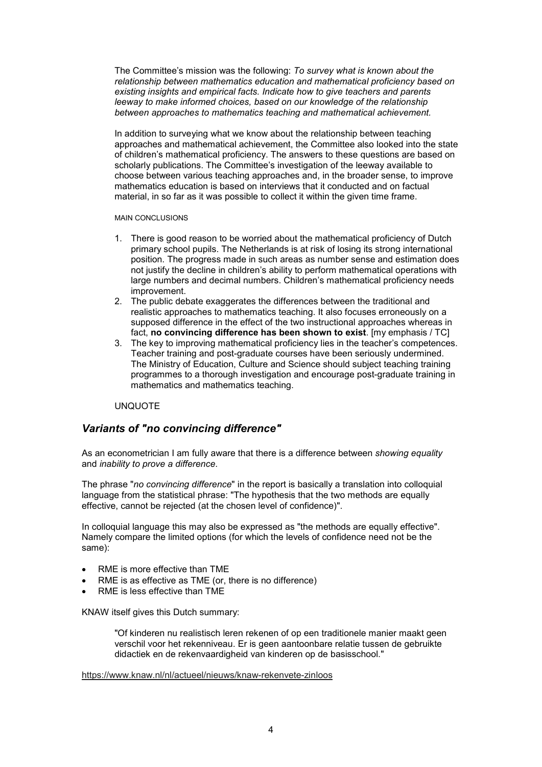The Committee's mission was the following: *To survey what is known about the relationship between mathematics education and mathematical proficiency based on existing insights and empirical facts. Indicate how to give teachers and parents leeway to make informed choices, based on our knowledge of the relationship between approaches to mathematics teaching and mathematical achievement.*

In addition to surveying what we know about the relationship between teaching approaches and mathematical achievement, the Committee also looked into the state of children's mathematical proficiency. The answers to these questions are based on scholarly publications. The Committee's investigation of the leeway available to choose between various teaching approaches and, in the broader sense, to improve mathematics education is based on interviews that it conducted and on factual material, in so far as it was possible to collect it within the given time frame.

MAIN CONCLUSIONS

1. There is good reason to be worried about the mathematical proficiency of Dutch primary school pupils. The Netherlands is at risk of losing its strong international position. The progress made in such areas as number sense and estimation does not justify the decline in children's ability to perform mathematical operations with large numbers and decimal numbers. Children's mathematical proficiency needs improvement.
2. The public debate exaggerates the differences between the traditional and realistic approaches to mathematics teaching. It also focuses erroneously on a supposed difference in the effect of the two instructional approaches whereas in fact, **no convincing difference has been shown to exist**. [my emphasis / TC]
3. The key to improving mathematical proficiency lies in the teacher's competences. Teacher training and post-graduate courses have been seriously undermined. The Ministry of Education, Culture and Science should subject teaching training programmes to a thorough investigation and encourage post-graduate training in mathematics and mathematics teaching.

UNQUOTE

## *Variants of "no convincing difference"*

As an econometrician I am fully aware that there is a difference between *showing equality* and *inability to prove a difference*.

The phrase "*no convincing difference*" in the report is basically a translation into colloquial language from the statistical phrase: "The hypothesis that the two methods are equally effective, cannot be rejected (at the chosen level of confidence)".

In colloquial language this may also be expressed as "the methods are equally effective". Namely compare the limited options (for which the levels of confidence need not be the same):

- RME is more effective than TME
- RME is as effective as TME (or, there is no difference)
- RME is less effective than TME

KNAW itself gives this Dutch summary:

> "Of kinderen nu realistisch leren rekenen of op een traditionele manier maakt geen verschil voor het rekenniveau. Er is geen aantoonbare relatie tussen de gebruikte didactiek en de rekenvaardigheid van kinderen op de basisschool."

https://www.knaw.nl/nl/actueel/nieuws/knaw-rekenvete-zinloos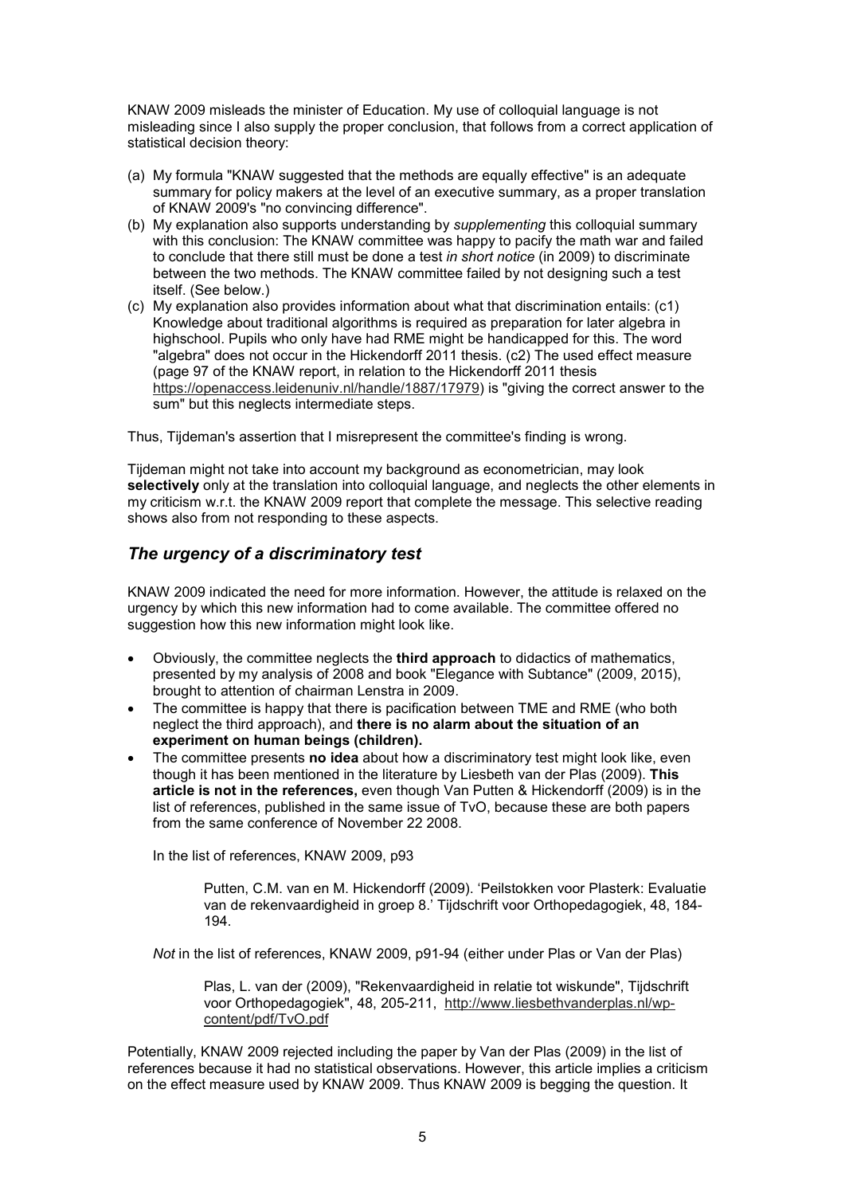KNAW 2009 misleads the minister of Education. My use of colloquial language is not misleading since I also supply the proper conclusion, that follows from a correct application of statistical decision theory:

(a) My formula "KNAW suggested that the methods are equally effective" is an adequate summary for policy makers at the level of an executive summary, as a proper translation of KNAW 2009's "no convincing difference".
(b) My explanation also supports understanding by *supplementing* this colloquial summary with this conclusion: The KNAW committee was happy to pacify the math war and failed to conclude that there still must be done a test *in short notice* (in 2009) to discriminate between the two methods. The KNAW committee failed by not designing such a test itself. (See below.)
(c) My explanation also provides information about what that discrimination entails: (c1) Knowledge about traditional algorithms is required as preparation for later algebra in highschool. Pupils who only have had RME might be handicapped for this. The word "algebra" does not occur in the Hickendorff 2011 thesis. (c2) The used effect measure (page 97 of the KNAW report, in relation to the Hickendorff 2011 thesis https://openaccess.leidenuniv.nl/handle/1887/17979) is "giving the correct answer to the sum" but this neglects intermediate steps.

Thus, Tijdeman's assertion that I misrepresent the committee's finding is wrong.

Tijdeman might not take into account my background as econometrician, may look **selectively** only at the translation into colloquial language, and neglects the other elements in my criticism w.r.t. the KNAW 2009 report that complete the message. This selective reading shows also from not responding to these aspects.

## *The urgency of a discriminatory test*

KNAW 2009 indicated the need for more information. However, the attitude is relaxed on the urgency by which this new information had to come available. The committee offered no suggestion how this new information might look like.

- Obviously, the committee neglects the **third approach** to didactics of mathematics, presented by my analysis of 2008 and book "Elegance with Subtance" (2009, 2015), brought to attention of chairman Lenstra in 2009.
- The committee is happy that there is pacification between TME and RME (who both neglect the third approach), and **there is no alarm about the situation of an experiment on human beings (children).**
- The committee presents **no idea** about how a discriminatory test might look like, even though it has been mentioned in the literature by Liesbeth van der Plas (2009). **This article is not in the references,** even though Van Putten & Hickendorff (2009) is in the list of references, published in the same issue of TvO, because these are both papers from the same conference of November 22 2008.

  In the list of references, KNAW 2009, p93

  > Putten, C.M. van en M. Hickendorff (2009). 'Peilstokken voor Plasterk: Evaluatie van de rekenvaardigheid in groep 8.' Tijdschrift voor Orthopedagogiek, 48, 184-194.

  *Not* in the list of references, KNAW 2009, p91-94 (either under Plas or Van der Plas)

  > Plas, L. van der (2009), "Rekenvaardigheid in relatie tot wiskunde", Tijdschrift voor Orthopedagogiek", 48, 205-211, http://www.liesbethvanderplas.nl/wp-content/pdf/TvO.pdf

Potentially, KNAW 2009 rejected including the paper by Van der Plas (2009) in the list of references because it had no statistical observations. However, this article implies a criticism on the effect measure used by KNAW 2009. Thus KNAW 2009 is begging the question. It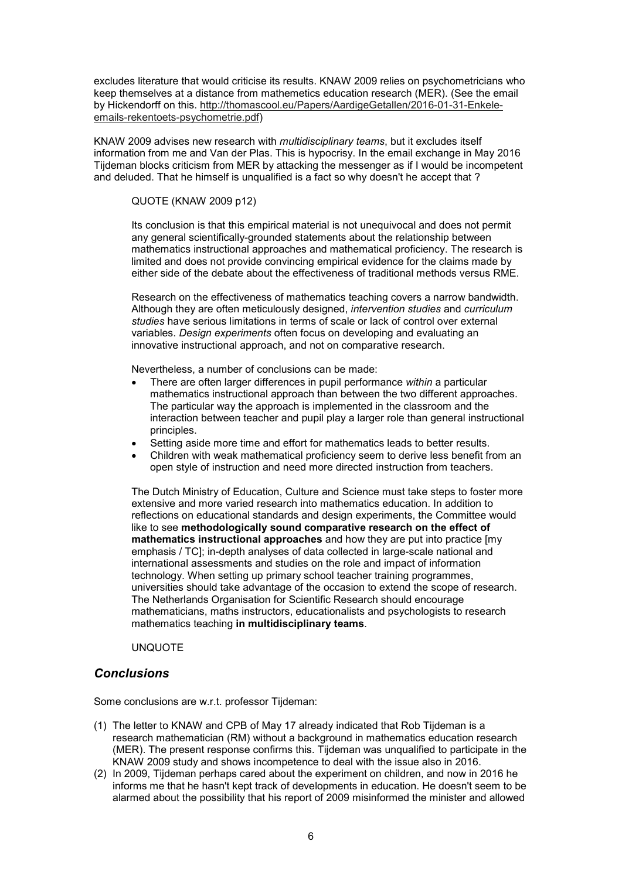excludes literature that would criticise its results. KNAW 2009 relies on psychometricians who keep themselves at a distance from mathemetics education research (MER). (See the email by Hickendorff on this. http://thomascool.eu/Papers/AardigeGetallen/2016-01-31-Enkele-emails-rekentoets-psychometrie.pdf)

KNAW 2009 advises new research with *multidisciplinary teams*, but it excludes itself information from me and Van der Plas. This is hypocrisy. In the email exchange in May 2016 Tijdeman blocks criticism from MER by attacking the messenger as if I would be incompetent and deluded. That he himself is unqualified is a fact so why doesn't he accept that ?

> QUOTE (KNAW 2009 p12)
>
> Its conclusion is that this empirical material is not unequivocal and does not permit any general scientifically-grounded statements about the relationship between mathematics instructional approaches and mathematical proficiency. The research is limited and does not provide convincing empirical evidence for the claims made by either side of the debate about the effectiveness of traditional methods versus RME.
>
> Research on the effectiveness of mathematics teaching covers a narrow bandwidth. Although they are often meticulously designed, *intervention studies* and *curriculum studies* have serious limitations in terms of scale or lack of control over external variables. *Design experiments* often focus on developing and evaluating an innovative instructional approach, and not on comparative research.
>
> Nevertheless, a number of conclusions can be made:
>
> - There are often larger differences in pupil performance *within* a particular mathematics instructional approach than between the two different approaches. The particular way the approach is implemented in the classroom and the interaction between teacher and pupil play a larger role than general instructional principles.
> - Setting aside more time and effort for mathematics leads to better results.
> - Children with weak mathematical proficiency seem to derive less benefit from an open style of instruction and need more directed instruction from teachers.
>
> The Dutch Ministry of Education, Culture and Science must take steps to foster more extensive and more varied research into mathematics education. In addition to reflections on educational standards and design experiments, the Committee would like to see **methodologically sound comparative research on the effect of mathematics instructional approaches** and how they are put into practice [my emphasis / TC]; in-depth analyses of data collected in large-scale national and international assessments and studies on the role and impact of information technology. When setting up primary school teacher training programmes, universities should take advantage of the occasion to extend the scope of research. The Netherlands Organisation for Scientific Research should encourage mathematicians, maths instructors, educationalists and psychologists to research mathematics teaching **in multidisciplinary teams**.
>
> UNQUOTE

## *Conclusions*

Some conclusions are w.r.t. professor Tijdeman:

(1) The letter to KNAW and CPB of May 17 already indicated that Rob Tijdeman is a research mathematician (RM) without a background in mathematics education research (MER). The present response confirms this. Tijdeman was unqualified to participate in the KNAW 2009 study and shows incompetence to deal with the issue also in 2016.

(2) In 2009, Tijdeman perhaps cared about the experiment on children, and now in 2016 he informs me that he hasn't kept track of developments in education. He doesn't seem to be alarmed about the possibility that his report of 2009 misinformed the minister and allowed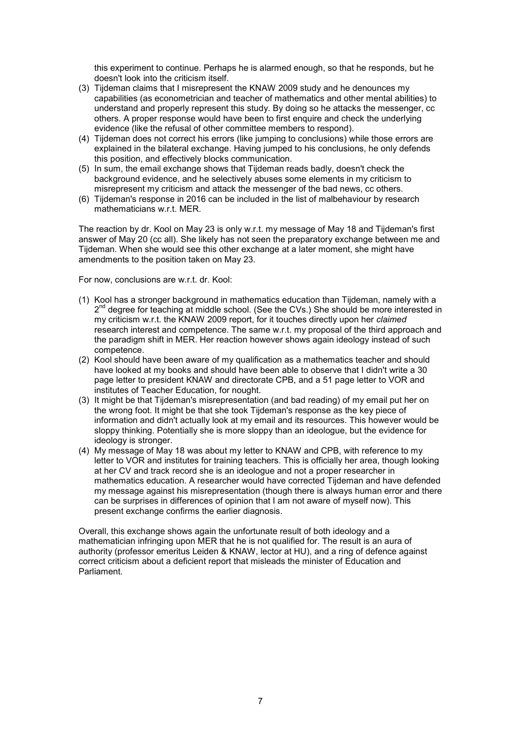this experiment to continue. Perhaps he is alarmed enough, so that he responds, but he doesn't look into the criticism itself.

(3) Tijdeman claims that I misrepresent the KNAW 2009 study and he denounces my capabilities (as econometrician and teacher of mathematics and other mental abilities) to understand and properly represent this study. By doing so he attacks the messenger, cc others. A proper response would have been to first enquire and check the underlying evidence (like the refusal of other committee members to respond).
(4) Tijdeman does not correct his errors (like jumping to conclusions) while those errors are explained in the bilateral exchange. Having jumped to his conclusions, he only defends this position, and effectively blocks communication.
(5) In sum, the email exchange shows that Tijdeman reads badly, doesn't check the background evidence, and he selectively abuses some elements in my criticism to misrepresent my criticism and attack the messenger of the bad news, cc others.
(6) Tijdeman's response in 2016 can be included in the list of malbehaviour by research mathematicians w.r.t. MER.

The reaction by dr. Kool on May 23 is only w.r.t. my message of May 18 and Tijdeman's first answer of May 20 (cc all). She likely has not seen the preparatory exchange between me and Tijdeman. When she would see this other exchange at a later moment, she might have amendments to the position taken on May 23.

For now, conclusions are w.r.t. dr. Kool:

(1) Kool has a stronger background in mathematics education than Tijdeman, namely with a 2nd degree for teaching at middle school. (See the CVs.) She should be more interested in my criticism w.r.t. the KNAW 2009 report, for it touches directly upon her *claimed* research interest and competence. The same w.r.t. my proposal of the third approach and the paradigm shift in MER. Her reaction however shows again ideology instead of such competence.
(2) Kool should have been aware of my qualification as a mathematics teacher and should have looked at my books and should have been able to observe that I didn't write a 30 page letter to president KNAW and directorate CPB, and a 51 page letter to VOR and institutes of Teacher Education, for nought.
(3) It might be that Tijdeman's misrepresentation (and bad reading) of my email put her on the wrong foot. It might be that she took Tijdeman's response as the key piece of information and didn't actually look at my email and its resources. This however would be sloppy thinking. Potentially she is more sloppy than an ideologue, but the evidence for ideology is stronger.
(4) My message of May 18 was about my letter to KNAW and CPB, with reference to my letter to VOR and institutes for training teachers. This is officially her area, though looking at her CV and track record she is an ideologue and not a proper researcher in mathematics education. A researcher would have corrected Tijdeman and have defended my message against his misrepresentation (though there is always human error and there can be surprises in differences of opinion that I am not aware of myself now). This present exchange confirms the earlier diagnosis.

Overall, this exchange shows again the unfortunate result of both ideology and a mathematician infringing upon MER that he is not qualified for. The result is an aura of authority (professor emeritus Leiden & KNAW, lector at HU), and a ring of defence against correct criticism about a deficient report that misleads the minister of Education and Parliament.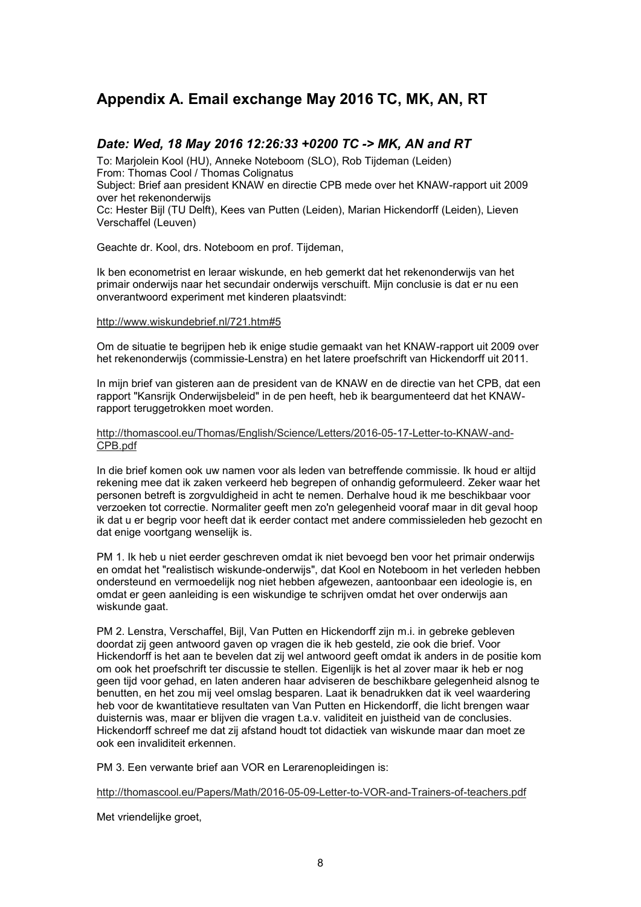## Appendix A. Email exchange May 2016 TC, MK, AN, RT

### *Date: Wed, 18 May 2016 12:26:33 +0200 TC -> MK, AN and RT*

To: Marjolein Kool (HU), Anneke Noteboom (SLO), Rob Tijdeman (Leiden)
From: Thomas Cool / Thomas Colignatus
Subject: Brief aan president KNAW en directie CPB mede over het KNAW-rapport uit 2009 over het rekenonderwijs
Cc: Hester Bijl (TU Delft), Kees van Putten (Leiden), Marian Hickendorff (Leiden), Lieven Verschaffel (Leuven)

Geachte dr. Kool, drs. Noteboom en prof. Tijdeman,

Ik ben econometrist en leraar wiskunde, en heb gemerkt dat het rekenonderwijs van het primair onderwijs naar het secundair onderwijs verschuift. Mijn conclusie is dat er nu een onverantwoord experiment met kinderen plaatsvindt:

http://www.wiskundebrief.nl/721.htm#5

Om de situatie te begrijpen heb ik enige studie gemaakt van het KNAW-rapport uit 2009 over het rekenonderwijs (commissie-Lenstra) en het latere proefschrift van Hickendorff uit 2011.

In mijn brief van gisteren aan de president van de KNAW en de directie van het CPB, dat een rapport "Kansrijk Onderwijsbeleid" in de pen heeft, heb ik beargumenteerd dat het KNAW-rapport teruggetrokken moet worden.

http://thomascool.eu/Thomas/English/Science/Letters/2016-05-17-Letter-to-KNAW-and-CPB.pdf

In die brief komen ook uw namen voor als leden van betreffende commissie. Ik houd er altijd rekening mee dat ik zaken verkeerd heb begrepen of onhandig geformuleerd. Zeker waar het personen betreft is zorgvuldigheid in acht te nemen. Derhalve houd ik me beschikbaar voor verzoeken tot correctie. Normaliter geeft men zo'n gelegenheid vooraf maar in dit geval hoop ik dat u er begrip voor heeft dat ik eerder contact met andere commissieleden heb gezocht en dat enige voortgang wenselijk is.

PM 1. Ik heb u niet eerder geschreven omdat ik niet bevoegd ben voor het primair onderwijs en omdat het "realistisch wiskunde-onderwijs", dat Kool en Noteboom in het verleden hebben ondersteund en vermoedelijk nog niet hebben afgewezen, aantoonbaar een ideologie is, en omdat er geen aanleiding is een wiskundige te schrijven omdat het over onderwijs aan wiskunde gaat.

PM 2. Lenstra, Verschaffel, Bijl, Van Putten en Hickendorff zijn m.i. in gebreke gebleven doordat zij geen antwoord gaven op vragen die ik heb gesteld, zie ook die brief. Voor Hickendorff is het aan te bevelen dat zij wel antwoord geeft omdat ik anders in de positie kom om ook het proefschrift ter discussie te stellen. Eigenlijk is het al zover maar ik heb er nog geen tijd voor gehad, en laten anderen haar adviseren de beschikbare gelegenheid alsnog te benutten, en het zou mij veel omslag besparen. Laat ik benadrukken dat ik veel waardering heb voor de kwantitatieve resultaten van Van Putten en Hickendorff, die licht brengen waar duisternis was, maar er blijven die vragen t.a.v. validiteit en juistheid van de conclusies. Hickendorff schreef me dat zij afstand houdt tot didactiek van wiskunde maar dan moet ze ook een invaliditeit erkennen.

PM 3. Een verwante brief aan VOR en Lerarenopleidingen is:

http://thomascool.eu/Papers/Math/2016-05-09-Letter-to-VOR-and-Trainers-of-teachers.pdf

Met vriendelijke groet,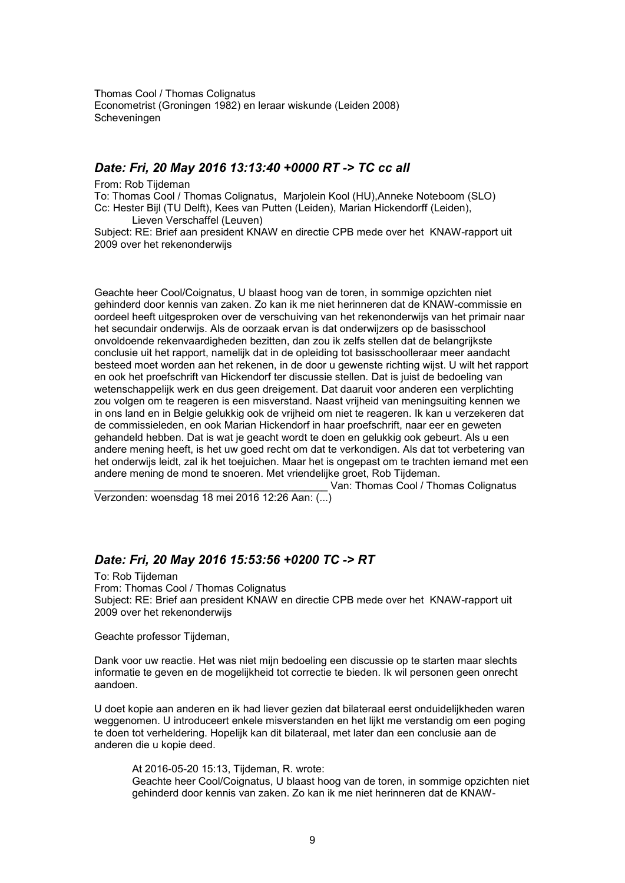Thomas Cool / Thomas Colignatus
Econometrist (Groningen 1982) en leraar wiskunde (Leiden 2008)
Scheveningen

### *Date: Fri, 20 May 2016 13:13:40 +0000 RT -> TC cc all*

From: Rob Tijdeman
To: Thomas Cool / Thomas Colignatus, Marjolein Kool (HU),Anneke Noteboom (SLO)
Cc: Hester Bijl (TU Delft), Kees van Putten (Leiden), Marian Hickendorff (Leiden),
Lieven Verschaffel (Leuven)
Subject: RE: Brief aan president KNAW en directie CPB mede over het KNAW-rapport uit 2009 over het rekenonderwijs

Geachte heer Cool/Coignatus, U blaast hoog van de toren, in sommige opzichten niet gehinderd door kennis van zaken. Zo kan ik me niet herinneren dat de KNAW-commissie en oordeel heeft uitgesproken over de verschuiving van het rekenonderwijs van het primair naar het secundair onderwijs. Als de oorzaak ervan is dat onderwijzers op de basisschool onvoldoende rekenvaardigheden bezitten, dan zou ik zelfs stellen dat de belangrijkste conclusie uit het rapport, namelijk dat in de opleiding tot basisschoolleraar meer aandacht besteed moet worden aan het rekenen, in de door u gewenste richting wijst. U wilt het rapport en ook het proefschrift van Hickendorf ter discussie stellen. Dat is juist de bedoeling van wetenschappelijk werk en dus geen dreigement. Dat daaruit voor anderen een verplichting zou volgen om te reageren is een misverstand. Naast vrijheid van meningsuiting kennen we in ons land en in Belgie gelukkig ook de vrijheid om niet te reageren. Ik kan u verzekeren dat de commissieleden, en ook Marian Hickendorf in haar proefschrift, naar eer en geweten gehandeld hebben. Dat is wat je geacht wordt te doen en gelukkig ook gebeurt. Als u een andere mening heeft, is het uw goed recht om dat te verkondigen. Als dat tot verbetering van het onderwijs leidt, zal ik het toejuichen. Maar het is ongepast om te trachten iemand met een andere mening de mond te snoeren. Met vriendelijke groet, Rob Tijdeman.
________________________________________ Van: Thomas Cool / Thomas Colignatus
Verzonden: woensdag 18 mei 2016 12:26 Aan: (...)

### *Date: Fri, 20 May 2016 15:53:56 +0200 TC -> RT*

To: Rob Tijdeman
From: Thomas Cool / Thomas Colignatus
Subject: RE: Brief aan president KNAW en directie CPB mede over het KNAW-rapport uit 2009 over het rekenonderwijs

Geachte professor Tijdeman,

Dank voor uw reactie. Het was niet mijn bedoeling een discussie op te starten maar slechts informatie te geven en de mogelijkheid tot correctie te bieden. Ik wil personen geen onrecht aandoen.

U doet kopie aan anderen en ik had liever gezien dat bilateraal eerst onduidelijkheden waren weggenomen. U introduceert enkele misverstanden en het lijkt me verstandig om een poging te doen tot verheldering. Hopelijk kan dit bilateraal, met later dan een conclusie aan de anderen die u kopie deed.

> At 2016-05-20 15:13, Tijdeman, R. wrote:
> Geachte heer Cool/Coignatus, U blaast hoog van de toren, in sommige opzichten niet gehinderd door kennis van zaken. Zo kan ik me niet herinneren dat de KNAW-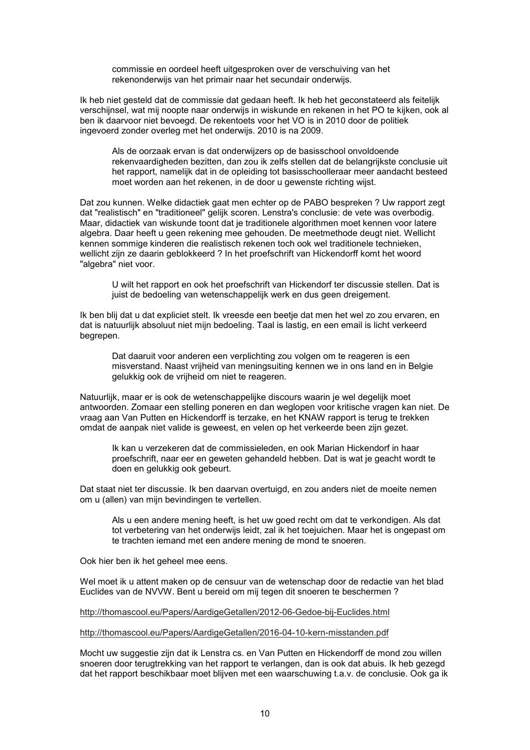> commissie en oordeel heeft uitgesproken over de verschuiving van het rekenonderwijs van het primair naar het secundair onderwijs.

Ik heb niet gesteld dat de commissie dat gedaan heeft. Ik heb het geconstateerd als feitelijk verschijnsel, wat mij noopte naar onderwijs in wiskunde en rekenen in het PO te kijken, ook al ben ik daarvoor niet bevoegd. De rekentoets voor het VO is in 2010 door de politiek ingevoerd zonder overleg met het onderwijs. 2010 is na 2009.

> Als de oorzaak ervan is dat onderwijzers op de basisschool onvoldoende rekenvaardigheden bezitten, dan zou ik zelfs stellen dat de belangrijkste conclusie uit het rapport, namelijk dat in de opleiding tot basisschoolleraar meer aandacht besteed moet worden aan het rekenen, in de door u gewenste richting wijst.

Dat zou kunnen. Welke didactiek gaat men echter op de PABO bespreken ? Uw rapport zegt dat "realistisch" en "traditioneel" gelijk scoren. Lenstra's conclusie: de vete was overbodig. Maar, didactiek van wiskunde toont dat je traditionele algorithmen moet kennen voor latere algebra. Daar heeft u geen rekening mee gehouden. De meetmethode deugt niet. Wellicht kennen sommige kinderen die realistisch rekenen toch ook wel traditionele technieken, wellicht zijn ze daarin geblokkeerd ? In het proefschrift van Hickendorff komt het woord "algebra" niet voor.

> U wilt het rapport en ook het proefschrift van Hickendorf ter discussie stellen. Dat is juist de bedoeling van wetenschappelijk werk en dus geen dreigement.

Ik ben blij dat u dat expliciet stelt. Ik vreesde een beetje dat men het wel zo zou ervaren, en dat is natuurlijk absoluut niet mijn bedoeling. Taal is lastig, en een email is licht verkeerd begrepen.

> Dat daaruit voor anderen een verplichting zou volgen om te reageren is een misverstand. Naast vrijheid van meningsuiting kennen we in ons land en in Belgie gelukkig ook de vrijheid om niet te reageren.

Natuurlijk, maar er is ook de wetenschappelijke discours waarin je wel degelijk moet antwoorden. Zomaar een stelling poneren en dan weglopen voor kritische vragen kan niet. De vraag aan Van Putten en Hickendorff is terzake, en het KNAW rapport is terug te trekken omdat de aanpak niet valide is geweest, en velen op het verkeerde been zijn gezet.

> Ik kan u verzekeren dat de commissieleden, en ook Marian Hickendorf in haar proefschrift, naar eer en geweten gehandeld hebben. Dat is wat je geacht wordt te doen en gelukkig ook gebeurt.

Dat staat niet ter discussie. Ik ben daarvan overtuigd, en zou anders niet de moeite nemen om u (allen) van mijn bevindingen te vertellen.

> Als u een andere mening heeft, is het uw goed recht om dat te verkondigen. Als dat tot verbetering van het onderwijs leidt, zal ik het toejuichen. Maar het is ongepast om te trachten iemand met een andere mening de mond te snoeren.

Ook hier ben ik het geheel mee eens.

Wel moet ik u attent maken op de censuur van de wetenschap door de redactie van het blad Euclides van de NVVW. Bent u bereid om mij tegen dit snoeren te beschermen ?

http://thomascool.eu/Papers/AardigeGetallen/2012-06-Gedoe-bij-Euclides.html

http://thomascool.eu/Papers/AardigeGetallen/2016-04-10-kern-misstanden.pdf

Mocht uw suggestie zijn dat ik Lenstra cs. en Van Putten en Hickendorff de mond zou willen snoeren door terugtrekking van het rapport te verlangen, dan is ook dat abuis. Ik heb gezegd dat het rapport beschikbaar moet blijven met een waarschuwing t.a.v. de conclusie. Ook ga ik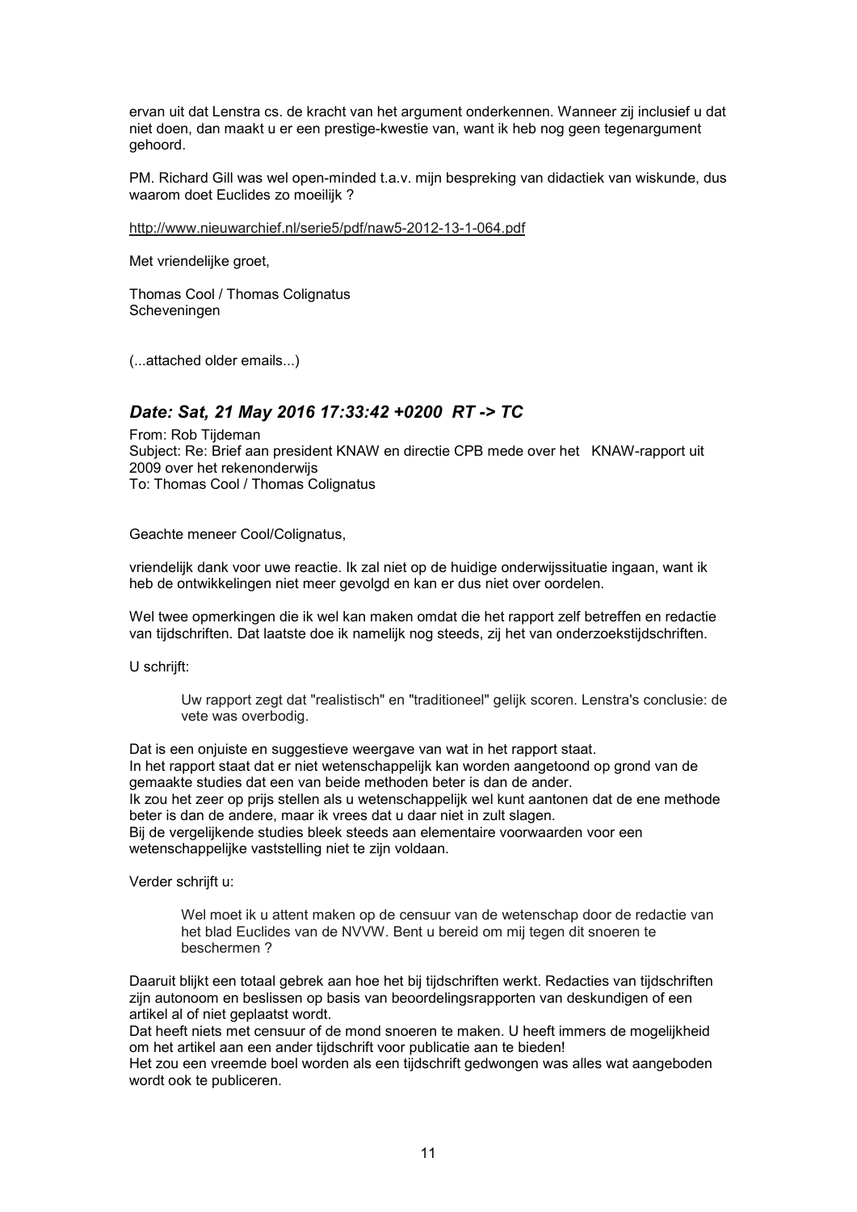ervan uit dat Lenstra cs. de kracht van het argument onderkennen. Wanneer zij inclusief u dat niet doen, dan maakt u er een prestige-kwestie van, want ik heb nog geen tegenargument gehoord.

PM. Richard Gill was wel open-minded t.a.v. mijn bespreking van didactiek van wiskunde, dus waarom doet Euclides zo moeilijk ?

http://www.nieuwarchief.nl/serie5/pdf/naw5-2012-13-1-064.pdf

Met vriendelijke groet,

Thomas Cool / Thomas Colignatus
Scheveningen

(...attached older emails...)

## *Date: Sat, 21 May 2016 17:33:42 +0200 RT -> TC*

From: Rob Tijdeman
Subject: Re: Brief aan president KNAW en directie CPB mede over het KNAW-rapport uit 2009 over het rekenonderwijs
To: Thomas Cool / Thomas Colignatus

Geachte meneer Cool/Colignatus,

vriendelijk dank voor uwe reactie. Ik zal niet op de huidige onderwijssituatie ingaan, want ik heb de ontwikkelingen niet meer gevolgd en kan er dus niet over oordelen.

Wel twee opmerkingen die ik wel kan maken omdat die het rapport zelf betreffen en redactie van tijdschriften. Dat laatste doe ik namelijk nog steeds, zij het van onderzoekstijdschriften.

U schrijft:

> Uw rapport zegt dat "realistisch" en "traditioneel" gelijk scoren. Lenstra's conclusie: de vete was overbodig.

Dat is een onjuiste en suggestieve weergave van wat in het rapport staat.
In het rapport staat dat er niet wetenschappelijk kan worden aangetoond op grond van de gemaakte studies dat een van beide methoden beter is dan de ander.
Ik zou het zeer op prijs stellen als u wetenschappelijk wel kunt aantonen dat de ene methode beter is dan de andere, maar ik vrees dat u daar niet in zult slagen.
Bij de vergelijkende studies bleek steeds aan elementaire voorwaarden voor een wetenschappelijke vaststelling niet te zijn voldaan.

Verder schrijft u:

> Wel moet ik u attent maken op de censuur van de wetenschap door de redactie van het blad Euclides van de NVVW. Bent u bereid om mij tegen dit snoeren te beschermen ?

Daaruit blijkt een totaal gebrek aan hoe het bij tijdschriften werkt. Redacties van tijdschriften zijn autonoom en beslissen op basis van beoordelingsrapporten van deskundigen of een artikel al of niet geplaatst wordt.
Dat heeft niets met censuur of de mond snoeren te maken. U heeft immers de mogelijkheid om het artikel aan een ander tijdschrift voor publicatie aan te bieden!
Het zou een vreemde boel worden als een tijdschrift gedwongen was alles wat aangeboden wordt ook te publiceren.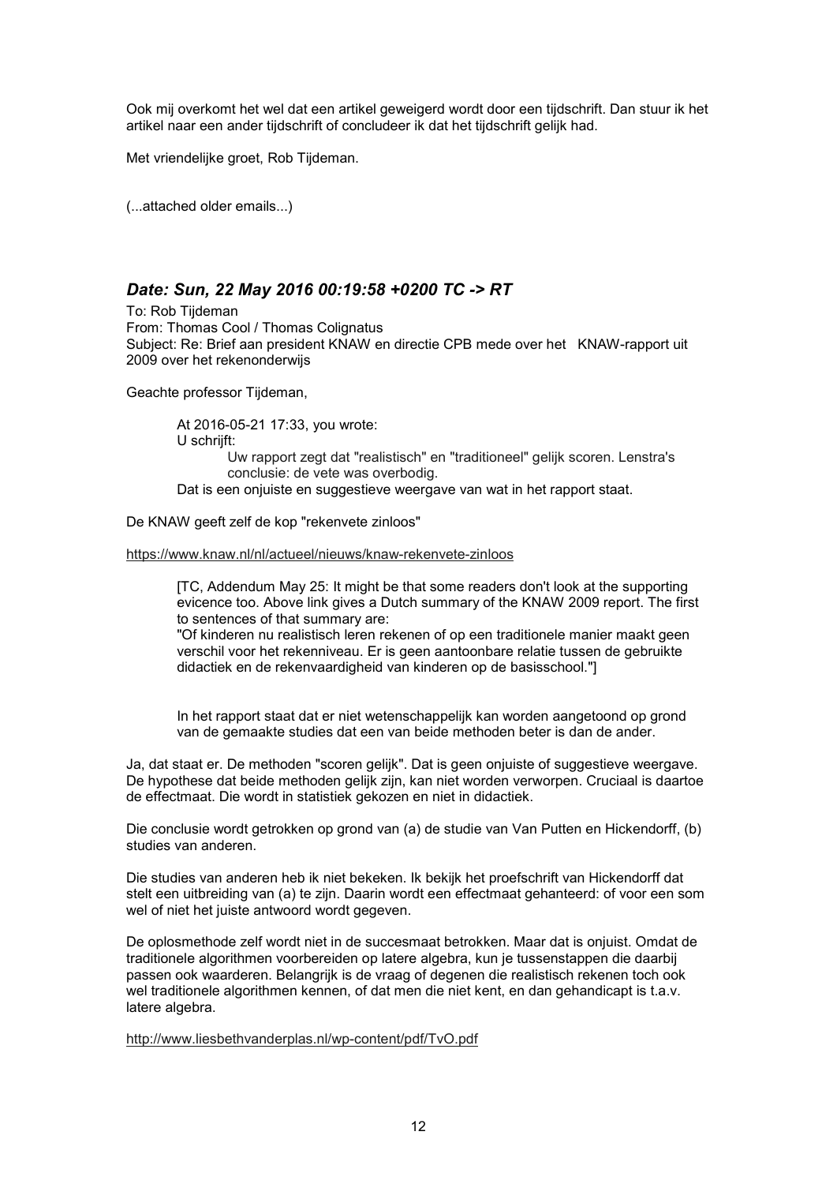Ook mij overkomt het wel dat een artikel geweigerd wordt door een tijdschrift. Dan stuur ik het artikel naar een ander tijdschrift of concludeer ik dat het tijdschrift gelijk had.

Met vriendelijke groet, Rob Tijdeman.

(...attached older emails...)

### *Date: Sun, 22 May 2016 00:19:58 +0200 TC -> RT*

To: Rob Tijdeman
From: Thomas Cool / Thomas Colignatus
Subject: Re: Brief aan president KNAW en directie CPB mede over het KNAW-rapport uit 2009 over het rekenonderwijs

Geachte professor Tijdeman,

> At 2016-05-21 17:33, you wrote:
> U schrijft:
>
> > Uw rapport zegt dat "realistisch" en "traditioneel" gelijk scoren. Lenstra's conclusie: de vete was overbodig.
>
> Dat is een onjuiste en suggestieve weergave van wat in het rapport staat.

De KNAW geeft zelf de kop "rekenvete zinloos"

https://www.knaw.nl/nl/actueel/nieuws/knaw-rekenvete-zinloos

> [TC, Addendum May 25: It might be that some readers don't look at the supporting evicence too. Above link gives a Dutch summary of the KNAW 2009 report. The first to sentences of that summary are:
> "Of kinderen nu realistisch leren rekenen of op een traditionele manier maakt geen verschil voor het rekenniveau. Er is geen aantoonbare relatie tussen de gebruikte didactiek en de rekenvaardigheid van kinderen op de basisschool."]

> In het rapport staat dat er niet wetenschappelijk kan worden aangetoond op grond van de gemaakte studies dat een van beide methoden beter is dan de ander.

Ja, dat staat er. De methoden "scoren gelijk". Dat is geen onjuiste of suggestieve weergave. De hypothese dat beide methoden gelijk zijn, kan niet worden verworpen. Cruciaal is daartoe de effectmaat. Die wordt in statistiek gekozen en niet in didactiek.

Die conclusie wordt getrokken op grond van (a) de studie van Van Putten en Hickendorff, (b) studies van anderen.

Die studies van anderen heb ik niet bekeken. Ik bekijk het proefschrift van Hickendorff dat stelt een uitbreiding van (a) te zijn. Daarin wordt een effectmaat gehanteerd: of voor een som wel of niet het juiste antwoord wordt gegeven.

De oplosmethode zelf wordt niet in de succesmaat betrokken. Maar dat is onjuist. Omdat de traditionele algorithmen voorbereiden op latere algebra, kun je tussenstappen die daarbij passen ook waarderen. Belangrijk is de vraag of degenen die realistisch rekenen toch ook wel traditionele algorithmen kennen, of dat men die niet kent, en dan gehandicapt is t.a.v. latere algebra.

http://www.liesbethvanderplas.nl/wp-content/pdf/TvO.pdf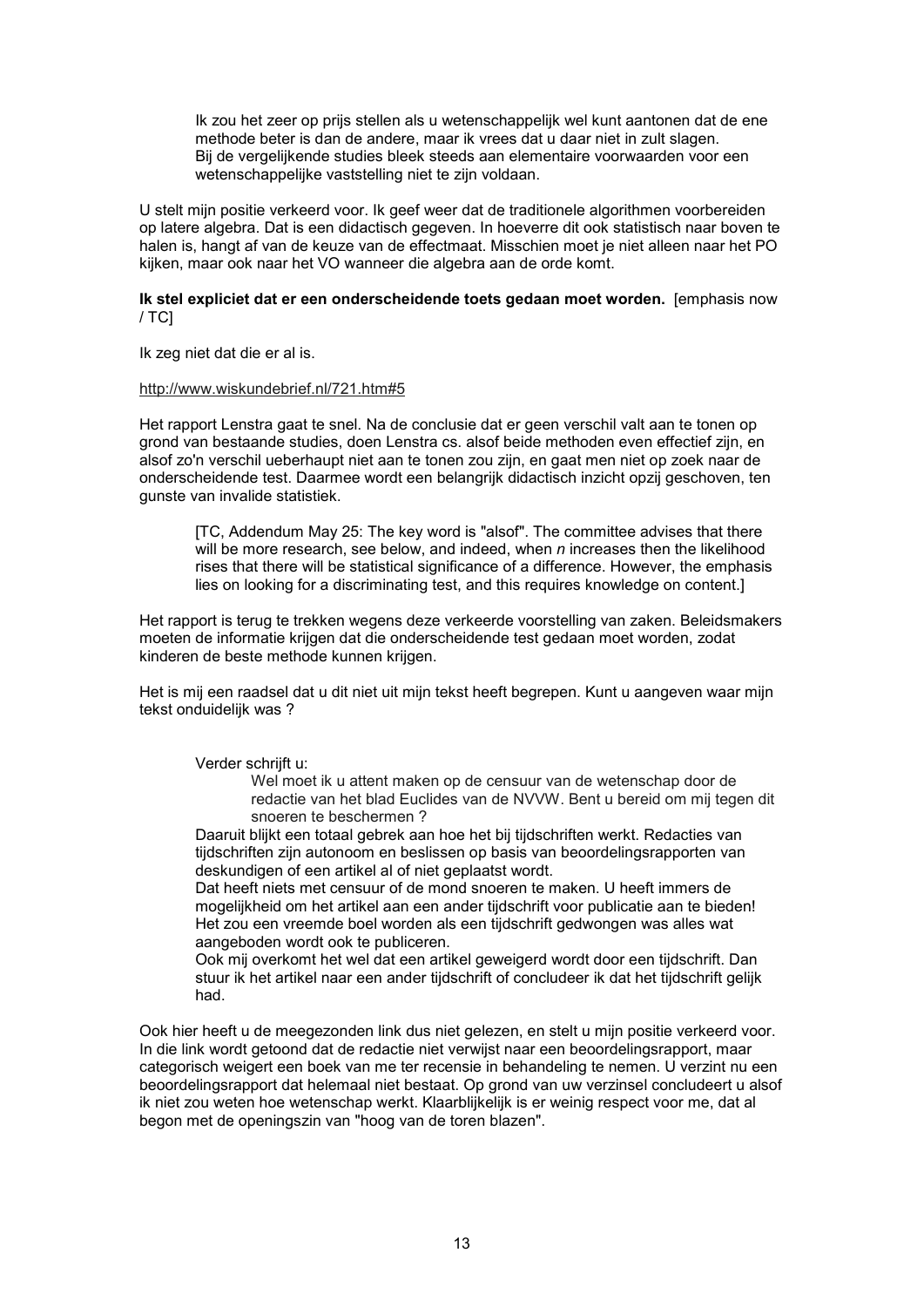> Ik zou het zeer op prijs stellen als u wetenschappelijk wel kunt aantonen dat de ene methode beter is dan de andere, maar ik vrees dat u daar niet in zult slagen.
> Bij de vergelijkende studies bleek steeds aan elementaire voorwaarden voor een wetenschappelijke vaststelling niet te zijn voldaan.

U stelt mijn positie verkeerd voor. Ik geef weer dat de traditionele algorithmen voorbereiden op latere algebra. Dat is een didactisch gegeven. In hoeverre dit ook statistisch naar boven te halen is, hangt af van de keuze van de effectmaat. Misschien moet je niet alleen naar het PO kijken, maar ook naar het VO wanneer die algebra aan de orde komt.

**Ik stel expliciet dat er een onderscheidende toets gedaan moet worden.** [emphasis now / TC]

Ik zeg niet dat die er al is.

http://www.wiskundebrief.nl/721.htm#5

Het rapport Lenstra gaat te snel. Na de conclusie dat er geen verschil valt aan te tonen op grond van bestaande studies, doen Lenstra cs. alsof beide methoden even effectief zijn, en alsof zo'n verschil ueberhaupt niet aan te tonen zou zijn, en gaat men niet op zoek naar de onderscheidende test. Daarmee wordt een belangrijk didactisch inzicht opzij geschoven, ten gunste van invalide statistiek.

> [TC, Addendum May 25: The key word is "alsof". The committee advises that there will be more research, see below, and indeed, when *n* increases then the likelihood rises that there will be statistical significance of a difference. However, the emphasis lies on looking for a discriminating test, and this requires knowledge on content.]

Het rapport is terug te trekken wegens deze verkeerde voorstelling van zaken. Beleidsmakers moeten de informatie krijgen dat die onderscheidende test gedaan moet worden, zodat kinderen de beste methode kunnen krijgen.

Het is mij een raadsel dat u dit niet uit mijn tekst heeft begrepen. Kunt u aangeven waar mijn tekst onduidelijk was ?

> Verder schrijft u:
>
> > Wel moet ik u attent maken op de censuur van de wetenschap door de redactie van het blad Euclides van de NVVW. Bent u bereid om mij tegen dit snoeren te beschermen ?
>
> Daaruit blijkt een totaal gebrek aan hoe het bij tijdschriften werkt. Redacties van tijdschriften zijn autonoom en beslissen op basis van beoordelingsrapporten van deskundigen of een artikel al of niet geplaatst wordt.
> Dat heeft niets met censuur of de mond snoeren te maken. U heeft immers de mogelijkheid om het artikel aan een ander tijdschrift voor publicatie aan te bieden!
> Het zou een vreemde boel worden als een tijdschrift gedwongen was alles wat aangeboden wordt ook te publiceren.
> Ook mij overkomt het wel dat een artikel geweigerd wordt door een tijdschrift. Dan stuur ik het artikel naar een ander tijdschrift of concludeer ik dat het tijdschrift gelijk had.

Ook hier heeft u de meegezonden link dus niet gelezen, en stelt u mijn positie verkeerd voor. In die link wordt getoond dat de redactie niet verwijst naar een beoordelingsrapport, maar categorisch weigert een boek van me ter recensie in behandeling te nemen. U verzint nu een beoordelingsrapport dat helemaal niet bestaat. Op grond van uw verzinsel concludeert u alsof ik niet zou weten hoe wetenschap werkt. Klaarblijkelijk is er weinig respect voor me, dat al begon met de openingszin van "hoog van de toren blazen".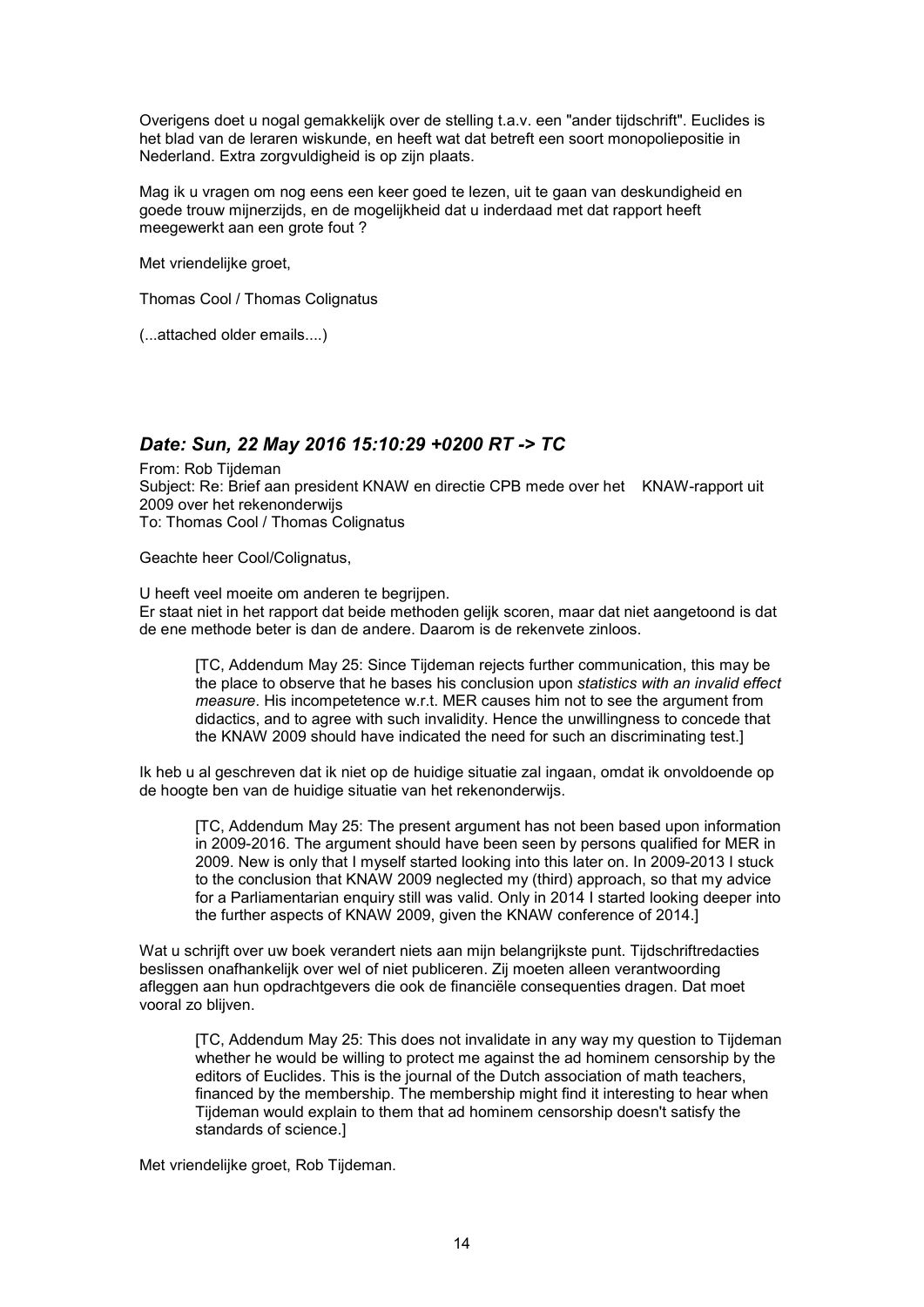Overigens doet u nogal gemakkelijk over de stelling t.a.v. een "ander tijdschrift". Euclides is het blad van de leraren wiskunde, en heeft wat dat betreft een soort monopoliepositie in Nederland. Extra zorgvuldigheid is op zijn plaats.

Mag ik u vragen om nog eens een keer goed te lezen, uit te gaan van deskundigheid en goede trouw mijnerzijds, en de mogelijkheid dat u inderdaad met dat rapport heeft meegewerkt aan een grote fout ?

Met vriendelijke groet,

Thomas Cool / Thomas Colignatus

(...attached older emails....)

## *Date: Sun, 22 May 2016 15:10:29 +0200 RT -> TC*

From: Rob Tijdeman
Subject: Re: Brief aan president KNAW en directie CPB mede over het KNAW-rapport uit 2009 over het rekenonderwijs
To: Thomas Cool / Thomas Colignatus

Geachte heer Cool/Colignatus,

U heeft veel moeite om anderen te begrijpen.
Er staat niet in het rapport dat beide methoden gelijk scoren, maar dat niet aangetoond is dat de ene methode beter is dan de andere. Daarom is de rekenvete zinloos.

> [TC, Addendum May 25: Since Tijdeman rejects further communication, this may be the place to observe that he bases his conclusion upon *statistics with an invalid effect measure*. His incompetetence w.r.t. MER causes him not to see the argument from didactics, and to agree with such invalidity. Hence the unwillingness to concede that the KNAW 2009 should have indicated the need for such an discriminating test.]

Ik heb u al geschreven dat ik niet op de huidige situatie zal ingaan, omdat ik onvoldoende op de hoogte ben van de huidige situatie van het rekenonderwijs.

> [TC, Addendum May 25: The present argument has not been based upon information in 2009-2016. The argument should have been seen by persons qualified for MER in 2009. New is only that I myself started looking into this later on. In 2009-2013 I stuck to the conclusion that KNAW 2009 neglected my (third) approach, so that my advice for a Parliamentarian enquiry still was valid. Only in 2014 I started looking deeper into the further aspects of KNAW 2009, given the KNAW conference of 2014.]

Wat u schrijft over uw boek verandert niets aan mijn belangrijkste punt. Tijdschriftredacties beslissen onafhankelijk over wel of niet publiceren. Zij moeten alleen verantwoording afleggen aan hun opdrachtgevers die ook de financiële consequenties dragen. Dat moet vooral zo blijven.

> [TC, Addendum May 25: This does not invalidate in any way my question to Tijdeman whether he would be willing to protect me against the ad hominem censorship by the editors of Euclides. This is the journal of the Dutch association of math teachers, financed by the membership. The membership might find it interesting to hear when Tijdeman would explain to them that ad hominem censorship doesn't satisfy the standards of science.]

Met vriendelijke groet, Rob Tijdeman.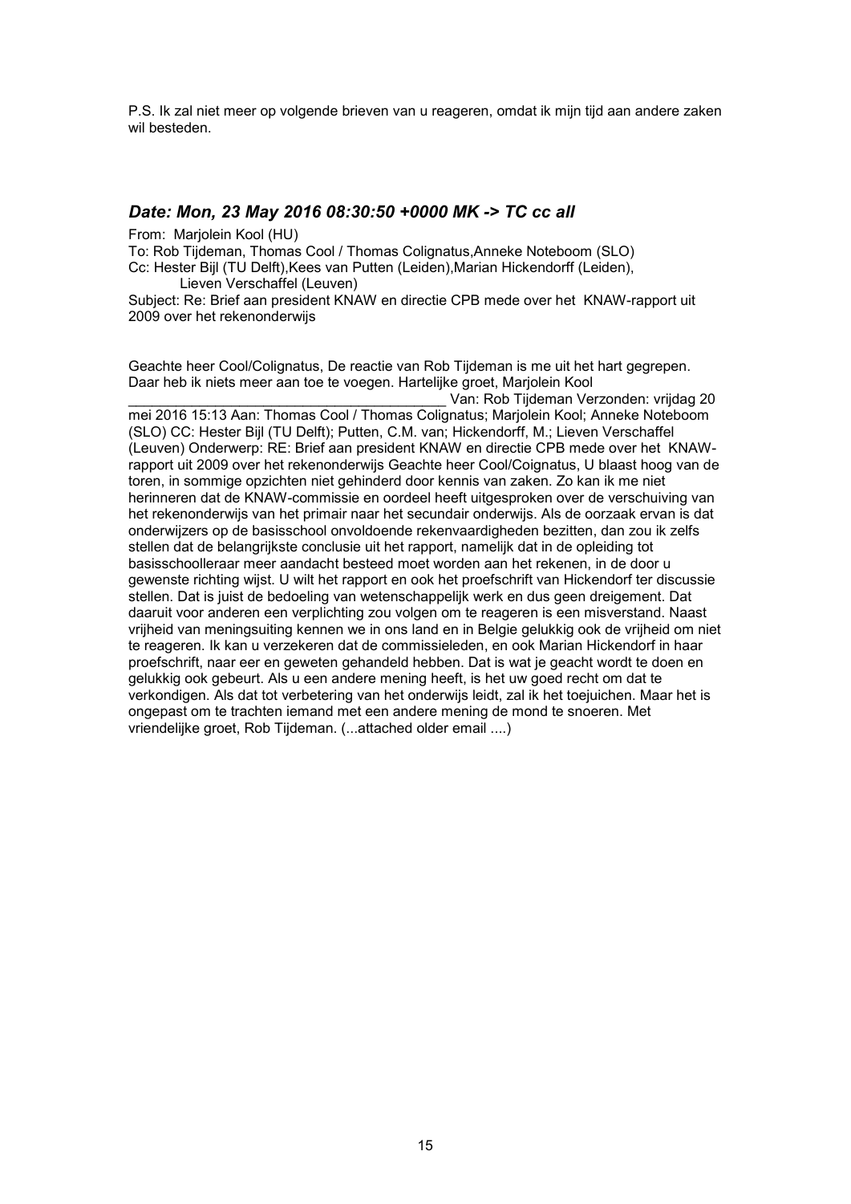P.S. Ik zal niet meer op volgende brieven van u reageren, omdat ik mijn tijd aan andere zaken wil besteden.

### *Date: Mon, 23 May 2016 08:30:50 +0000 MK -> TC cc all*

From: Marjolein Kool (HU)
To: Rob Tijdeman, Thomas Cool / Thomas Colignatus,Anneke Noteboom (SLO)
Cc: Hester Bijl (TU Delft),Kees van Putten (Leiden),Marian Hickendorff (Leiden),
    Lieven Verschaffel (Leuven)
Subject: Re: Brief aan president KNAW en directie CPB mede over het KNAW-rapport uit 2009 over het rekenonderwijs

Geachte heer Cool/Colignatus, De reactie van Rob Tijdeman is me uit het hart gegrepen. Daar heb ik niets meer aan toe te voegen. Hartelijke groet, Marjolein Kool
________________________________________ Van: Rob Tijdeman Verzonden: vrijdag 20 mei 2016 15:13 Aan: Thomas Cool / Thomas Colignatus; Marjolein Kool; Anneke Noteboom (SLO) CC: Hester Bijl (TU Delft); Putten, C.M. van; Hickendorff, M.; Lieven Verschaffel (Leuven) Onderwerp: RE: Brief aan president KNAW en directie CPB mede over het KNAW-rapport uit 2009 over het rekenonderwijs Geachte heer Cool/Coignatus, U blaast hoog van de toren, in sommige opzichten niet gehinderd door kennis van zaken. Zo kan ik me niet herinneren dat de KNAW-commissie en oordeel heeft uitgesproken over de verschuiving van het rekenonderwijs van het primair naar het secundair onderwijs. Als de oorzaak ervan is dat onderwijzers op de basisschool onvoldoende rekenvaardigheden bezitten, dan zou ik zelfs stellen dat de belangrijkste conclusie uit het rapport, namelijk dat in de opleiding tot basisschoolleraar meer aandacht besteed moet worden aan het rekenen, in de door u gewenste richting wijst. U wilt het rapport en ook het proefschrift van Hickendorf ter discussie stellen. Dat is juist de bedoeling van wetenschappelijk werk en dus geen dreigement. Dat daaruit voor anderen een verplichting zou volgen om te reageren is een misverstand. Naast vrijheid van meningsuiting kennen we in ons land en in Belgie gelukkig ook de vrijheid om niet te reageren. Ik kan u verzekeren dat de commissieleden, en ook Marian Hickendorff in haar proefschrift, naar eer en geweten gehandeld hebben. Dat is wat je geacht wordt te doen en gelukkig ook gebeurt. Als u een andere mening heeft, is het uw goed recht om dat te verkondigen. Als dat tot verbetering van het onderwijs leidt, zal ik het toejuichen. Maar het is ongepast om te trachten iemand met een andere mening de mond te snoeren. Met vriendelijke groet, Rob Tijdeman. (...attached older email ....)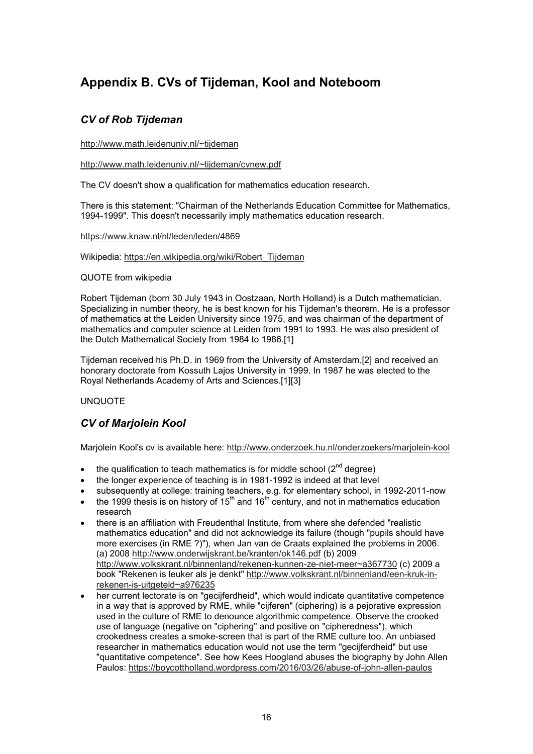# Appendix B. CVs of Tijdeman, Kool and Noteboom

## *CV of Rob Tijdeman*

http://www.math.leidenuniv.nl/~tijdeman

http://www.math.leidenuniv.nl/~tijdeman/cvnew.pdf

The CV doesn't show a qualification for mathematics education research.

There is this statement: "Chairman of the Netherlands Education Committee for Mathematics, 1994-1999". This doesn't necessarily imply mathematics education research.

https://www.knaw.nl/nl/leden/leden/4869

Wikipedia: https://en.wikipedia.org/wiki/Robert_Tijdeman

QUOTE from wikipedia

Robert Tijdeman (born 30 July 1943 in Oostzaan, North Holland) is a Dutch mathematician. Specializing in number theory, he is best known for his Tijdeman's theorem. He is a professor of mathematics at the Leiden University since 1975, and was chairman of the department of mathematics and computer science at Leiden from 1991 to 1993. He was also president of the Dutch Mathematical Society from 1984 to 1986.[1]

Tijdeman received his Ph.D. in 1969 from the University of Amsterdam,[2] and received an honorary doctorate from Kossuth Lajos University in 1999. In 1987 he was elected to the Royal Netherlands Academy of Arts and Sciences.[1][3]

UNQUOTE

## *CV of Marjolein Kool*

Marjolein Kool's cv is available here: http://www.onderzoek.hu.nl/onderzoekers/marjolein-kool

- the qualification to teach mathematics is for middle school (2nd degree)
- the longer experience of teaching is in 1981-1992 is indeed at that level
- subsequently at college: training teachers, e.g. for elementary school, in 1992-2011-now
- the 1999 thesis is on history of 15th and 16th century, and not in mathematics education research
- there is an affiliation with Freudenthal Institute, from where she defended "realistic mathematics education" and did not acknowledge its failure (though "pupils should have more exercises (in RME ?)"), when Jan van de Craats explained the problems in 2006. (a) 2008 http://www.onderwijskrant.be/kranten/ok146.pdf (b) 2009 http://www.volkskrant.nl/binnenland/rekenen-kunnen-ze-niet-meer~a367730 (c) 2009 a book "Rekenen is leuker als je denkt" http://www.volkskrant.nl/binnenland/een-kruk-in-rekenen-is-uitgeteld~a976235
- her current lectorate is on "gecijferdheid", which would indicate quantitative competence in a way that is approved by RME, while "cijferen" (ciphering) is a pejorative expression used in the culture of RME to denounce algorithmic competence. Observe the crooked use of language (negative on "ciphering" and positive on "cipheredness"), which crookedness creates a smoke-screen that is part of the RME culture too. An unbiased researcher in mathematics education would not use the term "gecijferdheid" but use "quantitative competence". See how Kees Hoogland abuses the biography by John Allen Paulos: https://boycottholland.wordpress.com/2016/03/26/abuse-of-john-allen-paulos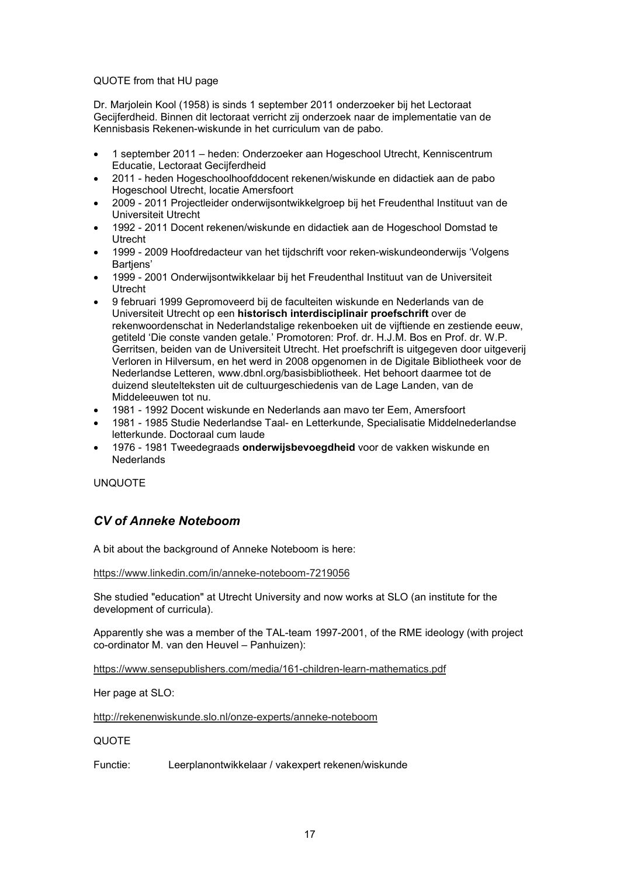QUOTE from that HU page

Dr. Marjolein Kool (1958) is sinds 1 september 2011 onderzoeker bij het Lectoraat Gecijferdheid. Binnen dit lectoraat verricht zij onderzoek naar de implementatie van de Kennisbasis Rekenen-wiskunde in het curriculum van de pabo.

- 1 september 2011 – heden: Onderzoeker aan Hogeschool Utrecht, Kenniscentrum Educatie, Lectoraat Gecijferdheid
- 2011 - heden Hogeschoolhoofddocent rekenen/wiskunde en didactiek aan de pabo Hogeschool Utrecht, locatie Amersfoort
- 2009 - 2011 Projectleider onderwijsontwikkelgroep bij het Freudenthal Instituut van de Universiteit Utrecht
- 1992 - 2011 Docent rekenen/wiskunde en didactiek aan de Hogeschool Domstad te Utrecht
- 1999 - 2009 Hoofdredacteur van het tijdschrift voor reken-wiskundeonderwijs 'Volgens Bartjens'
- 1999 - 2001 Onderwijsontwikkelaar bij het Freudenthal Instituut van de Universiteit Utrecht
- 9 februari 1999 Gepromoveerd bij de faculteiten wiskunde en Nederlands van de Universiteit Utrecht op een **historisch interdisciplinair proefschrift** over de rekenwoordenschat in Nederlandstalige rekenboeken uit de vijftiende en zestiende eeuw, getiteld 'Die conste vanden getale.' Promotoren: Prof. dr. H.J.M. Bos en Prof. dr. W.P. Gerritsen, beiden van de Universiteit Utrecht. Het proefschrift is uitgegeven door uitgeverij Verloren in Hilversum, en het werd in 2008 opgenomen in de Digitale Bibliotheek voor de Nederlandse Letteren, www.dbnl.org/basisbibliotheek. Het behoort daarmee tot de duizend sleutelteksten uit de cultuurgeschiedenis van de Lage Landen, van de Middeleeuwen tot nu.
- 1981 - 1992 Docent wiskunde en Nederlands aan mavo ter Eem, Amersfoort
- 1981 - 1985 Studie Nederlandse Taal- en Letterkunde, Specialisatie Middelnederlandse letterkunde. Doctoraal cum laude
- 1976 - 1981 Tweedegraads **onderwijsbevoegdheid** voor de vakken wiskunde en Nederlands

UNQUOTE

## *CV of Anneke Noteboom*

A bit about the background of Anneke Noteboom is here:

https://www.linkedin.com/in/anneke-noteboom-7219056

She studied "education" at Utrecht University and now works at SLO (an institute for the development of curricula).

Apparently she was a member of the TAL-team 1997-2001, of the RME ideology (with project co-ordinator M. van den Heuvel – Panhuizen):

https://www.sensepublishers.com/media/161-children-learn-mathematics.pdf

Her page at SLO:

http://rekenenwiskunde.slo.nl/onze-experts/anneke-noteboom

QUOTE

Functie: Leerplanontwikkelaar / vakexpert rekenen/wiskunde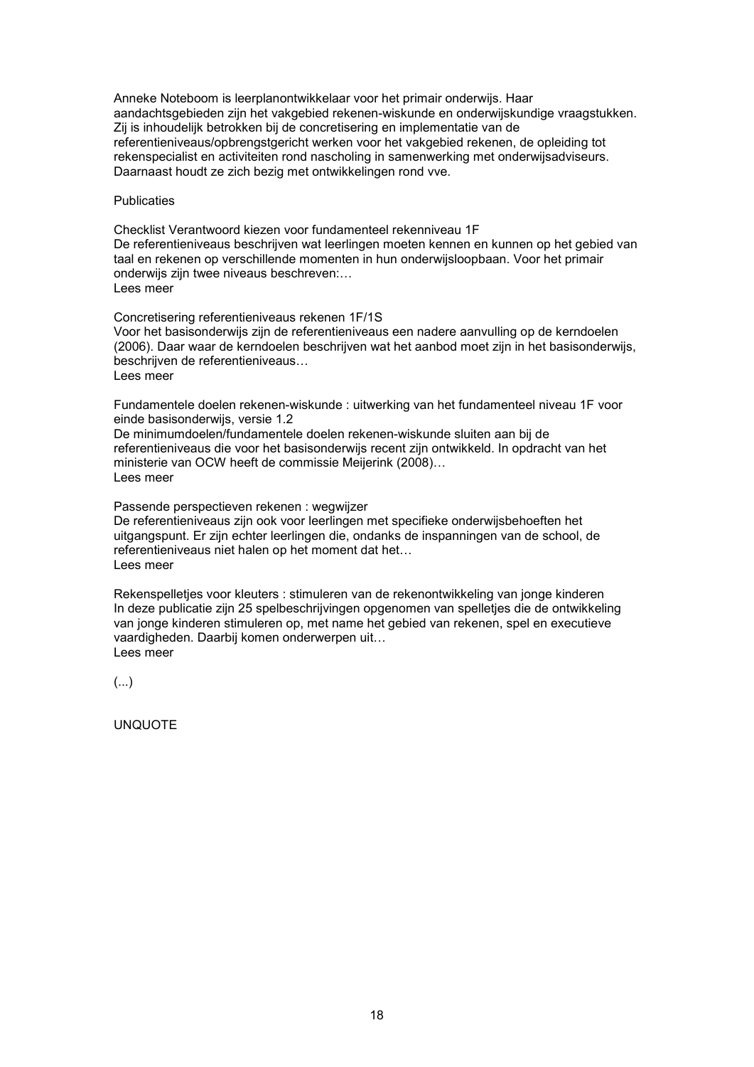Anneke Noteboom is leerplanontwikkelaar voor het primair onderwijs. Haar aandachtsgebieden zijn het vakgebied rekenen-wiskunde en onderwijskundige vraagstukken. Zij is inhoudelijk betrokken bij de concretisering en implementatie van de referentieniveaus/opbrengstgericht werken voor het vakgebied rekenen, de opleiding tot rekenspecialist en activiteiten rond nascholing in samenwerking met onderwijsadviseurs. Daarnaast houdt ze zich bezig met ontwikkelingen rond vve.

Publicaties

Checklist Verantwoord kiezen voor fundamenteel rekenniveau 1F
De referentieniveaus beschrijven wat leerlingen moeten kennen en kunnen op het gebied van taal en rekenen op verschillende momenten in hun onderwijsloopbaan. Voor het primair onderwijs zijn twee niveaus beschreven:…
Lees meer

Concretisering referentieniveaus rekenen 1F/1S
Voor het basisonderwijs zijn de referentieniveaus een nadere aanvulling op de kerndoelen (2006). Daar waar de kerndoelen beschrijven wat het aanbod moet zijn in het basisonderwijs, beschrijven de referentieniveaus…
Lees meer

Fundamentele doelen rekenen-wiskunde : uitwerking van het fundamenteel niveau 1F voor einde basisonderwijs, versie 1.2
De minimumdoelen/fundamentele doelen rekenen-wiskunde sluiten aan bij de referentieniveaus die voor het basisonderwijs recent zijn ontwikkeld. In opdracht van het ministerie van OCW heeft de commissie Meijerink (2008)…
Lees meer

Passende perspectieven rekenen : wegwijzer
De referentieniveaus zijn ook voor leerlingen met specifieke onderwijsbehoeften het uitgangspunt. Er zijn echter leerlingen die, ondanks de inspanningen van de school, de referentieniveaus niet halen op het moment dat het…
Lees meer

Rekenspelletjes voor kleuters : stimuleren van de rekenontwikkeling van jonge kinderen
In deze publicatie zijn 25 spelbeschrijvingen opgenomen van spelletjes die de ontwikkeling van jonge kinderen stimuleren op, met name het gebied van rekenen, spel en executieve vaardigheden. Daarbij komen onderwerpen uit…
Lees meer

(...)

UNQUOTE